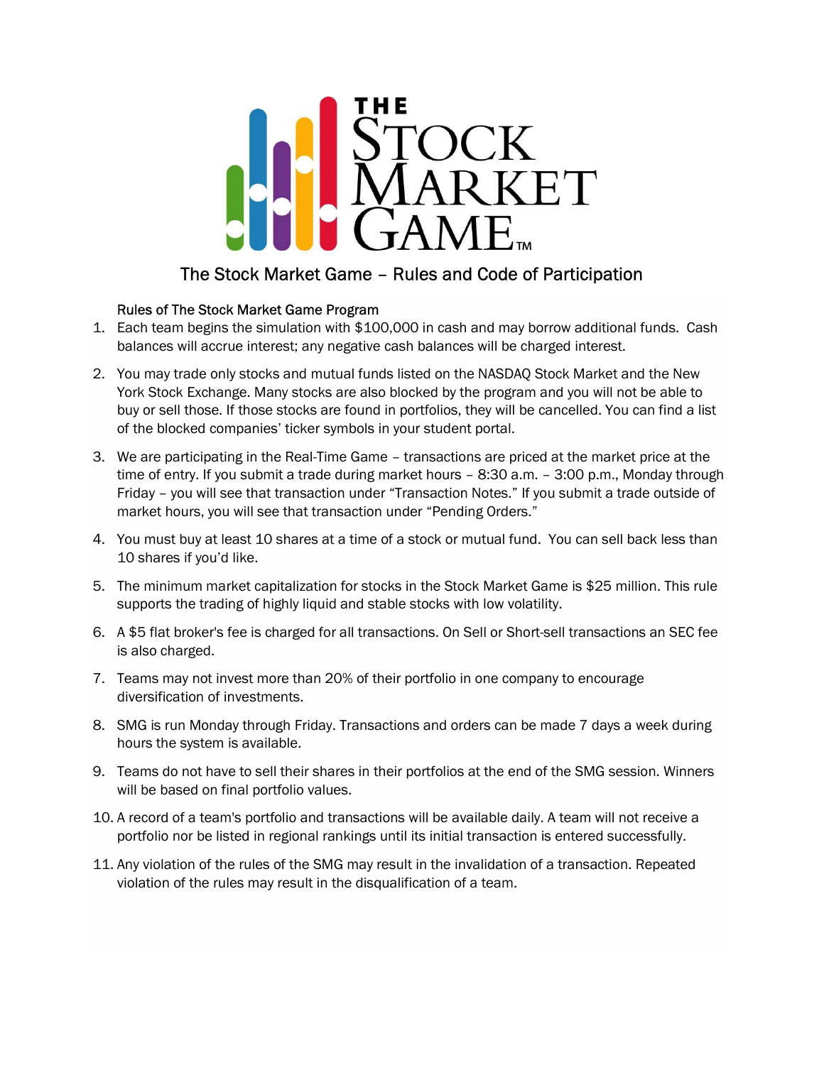# The Stock Market Game – Rules and Code of Participation

## Rules of The Stock Market Game Program

1. Each team begins the simulation with $100,000 in cash and may borrow additional funds. Cash balances will accrue interest; any negative cash balances will be charged interest.
2. You may trade only stocks and mutual funds listed on the NASDAQ Stock Market and the New York Stock Exchange. Many stocks are also blocked by the program and you will not be able to buy or sell those. If those stocks are found in portfolios, they will be cancelled. You can find a list of the blocked companies' ticker symbols in your student portal.
3. We are participating in the Real-Time Game – transactions are priced at the market price at the time of entry. If you submit a trade during market hours – 8:30 a.m. – 3:00 p.m., Monday through Friday – you will see that transaction under "Transaction Notes." If you submit a trade outside of market hours, you will see that transaction under "Pending Orders."
4. You must buy at least 10 shares at a time of a stock or mutual fund. You can sell back less than 10 shares if you'd like.
5. The minimum market capitalization for stocks in the Stock Market Game is $25 million. This rule supports the trading of highly liquid and stable stocks with low volatility.
6. A $5 flat broker's fee is charged for all transactions. On Sell or Short-sell transactions an SEC fee is also charged.
7. Teams may not invest more than 20% of their portfolio in one company to encourage diversification of investments.
8. SMG is run Monday through Friday. Transactions and orders can be made 7 days a week during hours the system is available.
9. Teams do not have to sell their shares in their portfolios at the end of the SMG session. Winners will be based on final portfolio values.
10. A record of a team's portfolio and transactions will be available daily. A team will not receive a portfolio nor be listed in regional rankings until its initial transaction is entered successfully.
11. Any violation of the rules of the SMG may result in the invalidation of a transaction. Repeated violation of the rules may result in the disqualification of a team.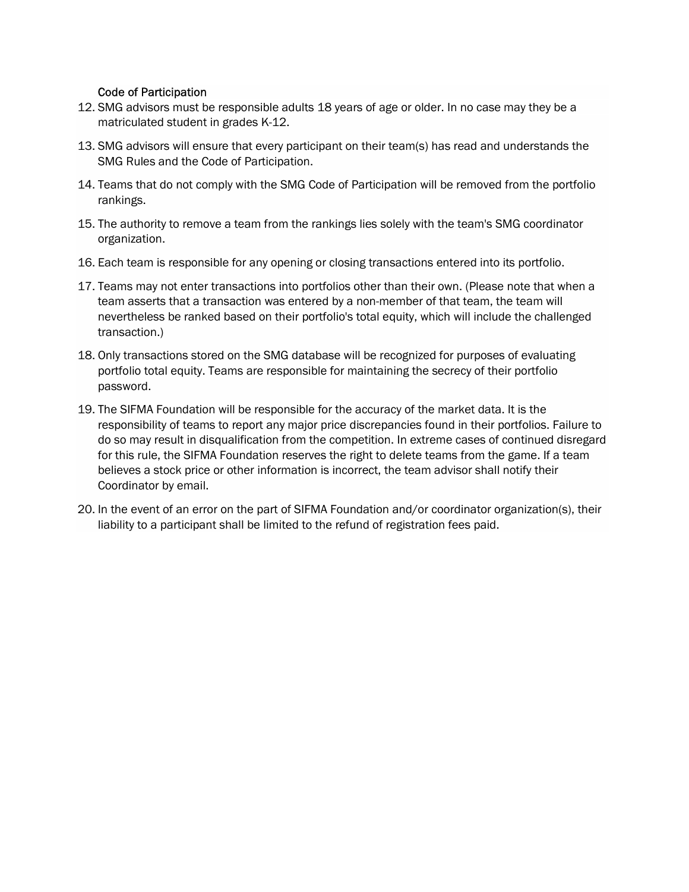Code of Participation

12. SMG advisors must be responsible adults 18 years of age or older. In no case may they be a matriculated student in grades K-12.
13. SMG advisors will ensure that every participant on their team(s) has read and understands the SMG Rules and the Code of Participation.
14. Teams that do not comply with the SMG Code of Participation will be removed from the portfolio rankings.
15. The authority to remove a team from the rankings lies solely with the team's SMG coordinator organization.
16. Each team is responsible for any opening or closing transactions entered into its portfolio.
17. Teams may not enter transactions into portfolios other than their own. (Please note that when a team asserts that a transaction was entered by a non-member of that team, the team will nevertheless be ranked based on their portfolio's total equity, which will include the challenged transaction.)
18. Only transactions stored on the SMG database will be recognized for purposes of evaluating portfolio total equity. Teams are responsible for maintaining the secrecy of their portfolio password.
19. The SIFMA Foundation will be responsible for the accuracy of the market data. It is the responsibility of teams to report any major price discrepancies found in their portfolios. Failure to do so may result in disqualification from the competition. In extreme cases of continued disregard for this rule, the SIFMA Foundation reserves the right to delete teams from the game. If a team believes a stock price or other information is incorrect, the team advisor shall notify their Coordinator by email.
20. In the event of an error on the part of SIFMA Foundation and/or coordinator organization(s), their liability to a participant shall be limited to the refund of registration fees paid.